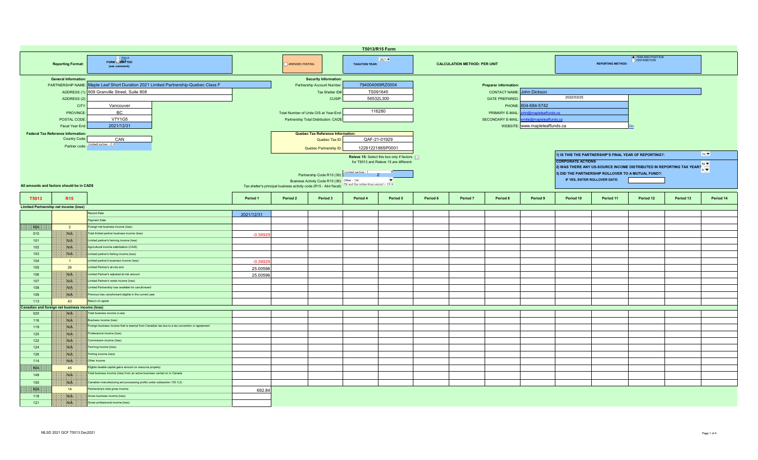# T5013/R15 Form

**Reporting Format:** T5013 / R15 — FORM SUBMITTED (see comment):

☐ AMENDED POSTING

**TAXATION YEAR:** 2021

**CALCULATION METHOD: PER UNIT**

**REPORTING METHOD:** ● YEAR-END POSITION ○ DISTRIBUTION

## General Information:

- PARTNERSHIP NAME: Maple Leaf Short Duration 2021 Limited Partnership-Quebec Class F
- ADDRESS (1): 609 Granville Street, Suite 808
- ADDRESS (2):
- CITY: Vancouver
- PROVINCE: BC
- POSTAL CODE: V7Y1G5
- Fiscal Year End: 2021/12/31

## Security Information:

- Partnership Account Number: 794004069RZ0004
- Tax Shelter ID#: TS091645
- CUSIP: 56532L300
- Total Number of Units O/S at Year-End: 116280
- Partnership Total Distribution: CAD$

## Preparer information:

- CONTACT NAME: John Dickson
- DATE PREPARED: 2022/03/25
- PHONE: 604-684-5742
- PRIMARY E-MAIL: john@mapleleaffunds.ca
- SECONDARY E-MAIL: emilie@mapleleaffunds.ca
- WEBSITE: www.mapleleaffunds.ca Go

## Federal Tax Reference Information:

- Country Code: CAN
- Partner code: Limited partner - 0

## Quebec Tax Reference Information:

- Quebec Tax ID: QAF-21-01929
- Quebec Partnership ID: 1228122188SP0001

Releve 15: Select this box only if factors for T5013 and Releve 15 are different: ☑

- Partnership Code R15 (39): Limited partner - 1 — 2
- Business Activity Code R15 (38): Other - 154
- Tax shelter's principal business activity code (R15 - Abri fiscal): Oil and Gas (other than seismic) - 15

1) IS THIS THE PARTNERSHIP'S FINAL YEAR OF REPORTING?: No

**CORPORATE ACTIONS**

2) WAS THERE ANY US-SOURCE INCOME DISTRIBUTED IN REPORTING TAX YEAR?: No

3) DID THE PARTNERSHIP ROLLOVER TO A MUTUAL FUND?: N

IF YES, ENTER ROLLOVER DATE:

All amounts and factors should be in CAD$

| T5013 | R15 | | Period 1 | Period 2 | Period 3 | Period 4 | Period 5 | Period 6 | Period 7 | Period 8 | Period 9 | Period 10 | Period 11 | Period 12 | Period 13 | Period 14 |
|---|---|---|---|---|---|---|---|---|---|---|---|---|---|---|---|---|
| **Limited Partnership net income (loss)** | | | | | | | | | | | | | | | | |
| | | Record Date | 2021/12/31 | | | | | | | | | | | | | |
| | | Payment Date | | | | | | | | | | | | | | |
| N/A | 2 | Foreign net business income (loss) | | | | | | | | | | | | | | |
| 010 | N/A | Total limited partner business income (loss) | -0.36929 | | | | | | | | | | | | | |
| 101 | N/A | Limited partner's farming income (loss) | | | | | | | | | | | | | | |
| 102 | N/A | Agricultural income stabilization (CAIS) | | | | | | | | | | | | | | |
| 103 | N/A | Limited partner's fishing income (loss) | | | | | | | | | | | | | | |
| 104 | 1 | Limited partner's business income (loss) | -0.36929 | | | | | | | | | | | | | |
| 105 | 26 | Limited Partner's at-risk amt. | 25.00596 | | | | | | | | | | | | | |
| 106 | N/A | Limited Partner's adjusted at-risk amount | 25.00596 | | | | | | | | | | | | | |
| 107 | N/A | Limited Partner's rental income (loss) | | | | | | | | | | | | | | |
| 108 | N/A | Limited Partnership loss available for carryforward | | | | | | | | | | | | | | |
| 109 | N/A | Previous loss carryforward eligible in the current year | | | | | | | | | | | | | | |
| 113 | 43 | Return of capital | | | | | | | | | | | | | | |
| **Canadian and foreign net business income (loss)** | | | | | | | | | | | | | | | | |
| 020 | N/A | Total business income (Loss) | | | | | | | | | | | | | | |
| 116 | N/A | Business income (loss) | | | | | | | | | | | | | | |
| 119 | N/A | Foreign business income that is exempt from Canadian tax due to a tax convention or agreement | | | | | | | | | | | | | | |
| 120 | N/A | Professional income (loss) | | | | | | | | | | | | | | |
| 122 | N/A | Commission income (loss) | | | | | | | | | | | | | | |
| 124 | N/A | Farming income (loss) | | | | | | | | | | | | | | |
| 126 | N/A | Fishing income (loss) | | | | | | | | | | | | | | |
| 114 | N/A | Other income | | | | | | | | | | | | | | |
| N/A | 45 | Eligible taxable capital gains amount on resource property | | | | | | | | | | | | | | |
| 149 | N/A | Total business income (loss) from an active business carried on in Canada | | | | | | | | | | | | | | |
| 150 | N/A | Canadian manufacturing and processing profits under subsection 125.1(3) | | | | | | | | | | | | | | |
| N/A | 14 | Partnership's total gross income | 692.84 | | | | | | | | | | | | | |
| 118 | N/A | Gross business income (loss) | | | | | | | | | | | | | | |
| 121 | N/A | Gross professional income (loss) | | | | | | | | | | | | | | |

MLSD 2021 QCF T5013 Dec2021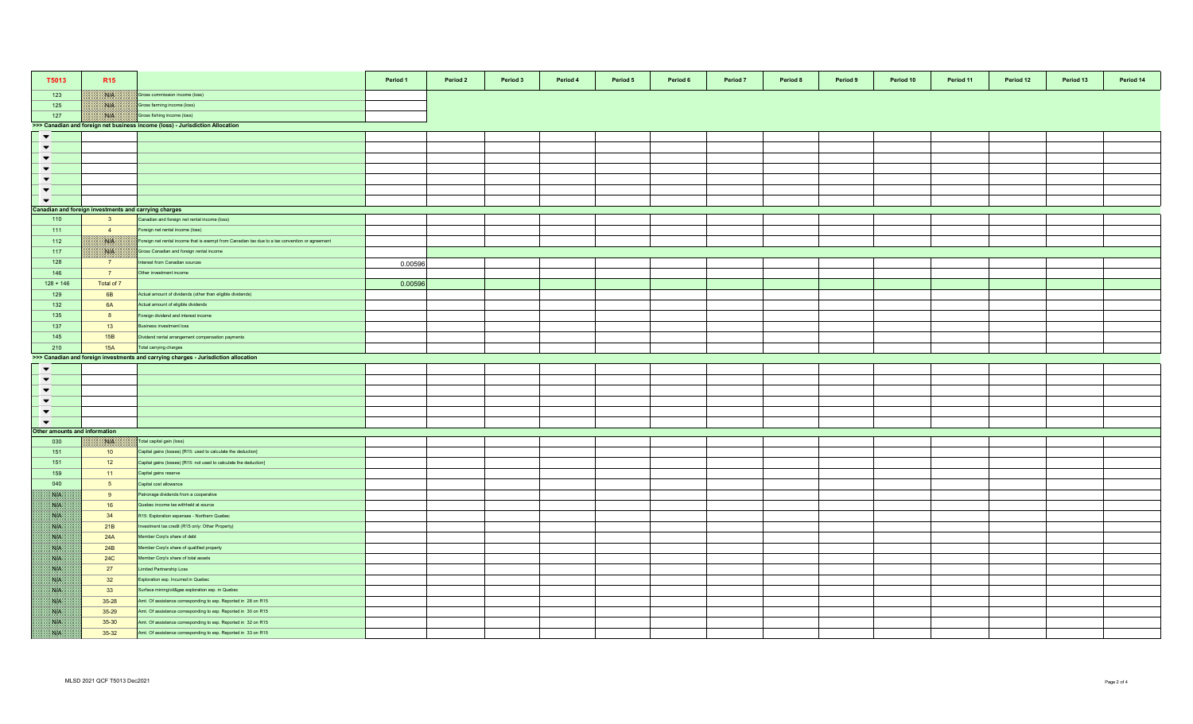| T5013 | R15 | | Period 1 | Period 2 | Period 3 | Period 4 | Period 5 | Period 6 | Period 7 | Period 8 | Period 9 | Period 10 | Period 11 | Period 12 | Period 13 | Period 14 |
|---|---|---|---|---|---|---|---|---|---|---|---|---|---|---|---|---|
| 123 | N/A | Gross commission income (loss) | | | | | | | | | | | | | | |
| 125 | N/A | Gross farming income (loss) | | | | | | | | | | | | | | |
| 127 | N/A | Gross fishing income (loss) | | | | | | | | | | | | | | |
| >>> Canadian and foreign net business income (loss) - Jurisdiction Allocation | | | | | | | | | | | | | | | | |
| | | | | | | | | | | | | | | | | |
| | | | | | | | | | | | | | | | | |
| | | | | | | | | | | | | | | | | |
| | | | | | | | | | | | | | | | | |
| | | | | | | | | | | | | | | | | |
| | | | | | | | | | | | | | | | | |
| | | | | | | | | | | | | | | | | |
| Canadian and foreign investments and carrying charges | | | | | | | | | | | | | | | | |
| 110 | 3 | Canadian and foreign net rental income (loss) | | | | | | | | | | | | | | |
| 111 | 4 | Foreign net rental income (loss) | | | | | | | | | | | | | | |
| 112 | N/A | Foreign net rental income that is exempt from Canadian tax due to a tax convention or agreement | | | | | | | | | | | | | | |
| 117 | N/A | Gross Canadian and foreign rental income | | | | | | | | | | | | | | |
| 128 | 7 | Interest from Canadian sources | 0.00596 | | | | | | | | | | | | | |
| 146 | 7 | Other investment income | | | | | | | | | | | | | | |
| 128 + 146 | Total of 7 | | 0.00596 | | | | | | | | | | | | | |
| 129 | 6B | Actual amount of dividends (other than eligible dividends) | | | | | | | | | | | | | | |
| 132 | 6A | Actual amount of eligible dividends | | | | | | | | | | | | | | |
| 135 | 8 | Foreign dividend and interest income | | | | | | | | | | | | | | |
| 137 | 13 | Business investment loss | | | | | | | | | | | | | | |
| 145 | 15B | Dividend rental arrangement compensation payments | | | | | | | | | | | | | | |
| 210 | 15A | Total carrying charges | | | | | | | | | | | | | | |
| >>> Canadian and foreign investments and carrying charges - Jurisdiction allocation | | | | | | | | | | | | | | | | |
| | | | | | | | | | | | | | | | | |
| | | | | | | | | | | | | | | | | |
| | | | | | | | | | | | | | | | | |
| | | | | | | | | | | | | | | | | |
| | | | | | | | | | | | | | | | | |
| | | | | | | | | | | | | | | | | |
| Other amounts and information | | | | | | | | | | | | | | | | |
| 030 | N/A | Total capital gain (loss) | | | | | | | | | | | | | | |
| 151 | 10 | Capital gains (losses) [R15: used to calculate the deduction] | | | | | | | | | | | | | | |
| 151 | 12 | Capital gains (losses) [R15: not used to calculate the deduction] | | | | | | | | | | | | | | |
| 159 | 11 | Capital gains reserve | | | | | | | | | | | | | | |
| 040 | 5 | Capital cost allowance | | | | | | | | | | | | | | |
| N/A | 9 | Patronage dividends from a cooperative | | | | | | | | | | | | | | |
| N/A | 16 | Quebec income tax withheld at source | | | | | | | | | | | | | | |
| N/A | 34 | R15: Exploration expenses - Northern Quebec | | | | | | | | | | | | | | |
| N/A | 21B | Investment tax credit (R15 only: Other Property) | | | | | | | | | | | | | | |
| N/A | 24A | Member Corp's share of debt | | | | | | | | | | | | | | |
| N/A | 24B | Member Corp's share of qualified property | | | | | | | | | | | | | | |
| N/A | 24C | Member Corp's share of total assets | | | | | | | | | | | | | | |
| N/A | 27 | Limited Partnership Loss | | | | | | | | | | | | | | |
| N/A | 32 | Exploration exp. Incurred in Quebec | | | | | | | | | | | | | | |
| N/A | 33 | Surface mining/oil&gas exploration exp. in Quebec | | | | | | | | | | | | | | |
| N/A | 35-28 | Amt. Of assistance corresponding to exp. Reported in 28 on R15 | | | | | | | | | | | | | | |
| N/A | 35-29 | Amt. Of assistance corresponding to exp. Reported in 30 on R15 | | | | | | | | | | | | | | |
| N/A | 35-30 | Amt. Of assistance corresponding to exp. Reported in 32 on R15 | | | | | | | | | | | | | | |
| N/A | 35-32 | Amt. Of assistance corresponding to exp. Reported in 33 on R15 | | | | | | | | | | | | | | |

MLSD 2021 QCF T5013 Dec2021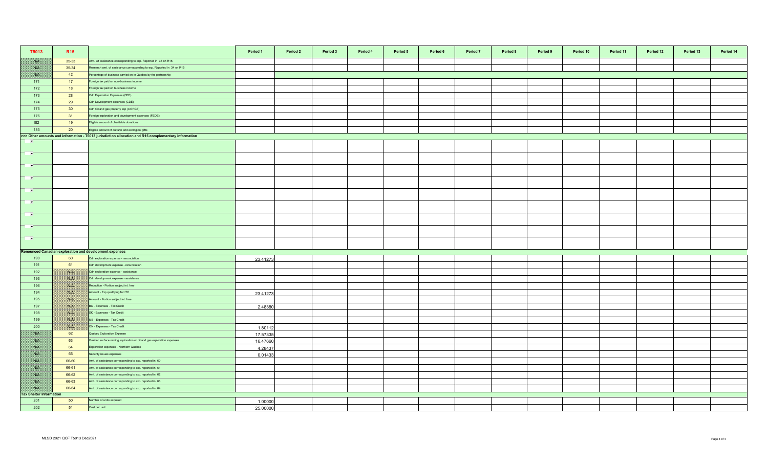| T5013 | R15 | | Period 1 | Period 2 | Period 3 | Period 4 | Period 5 | Period 6 | Period 7 | Period 8 | Period 9 | Period 10 | Period 11 | Period 12 | Period 13 | Period 14 |
|---|---|---|---|---|---|---|---|---|---|---|---|---|---|---|---|---|
| N/A | 35-33 | Amt. Of assistance corresponding to exp. Reported in 33 on R15 | | | | | | | | | | | | | | |
| N/A | 35-34 | Research amt. of assistance corresponding to exp. Reported in 34 on R15 | | | | | | | | | | | | | | |
| N/A | 42 | Percentage of business carried on in Quebec by the partnership | | | | | | | | | | | | | | |
| 171 | 17 | Foreign tax paid on non-business income | | | | | | | | | | | | | | |
| 172 | 18 | Foreign tax paid on business income | | | | | | | | | | | | | | |
| 173 | 28 | Cdn Exploration Expenses (CEE) | | | | | | | | | | | | | | |
| 174 | 29 | Cdn Development expenses (CDE) | | | | | | | | | | | | | | |
| 175 | 30 | Cdn Oil and gas property exp (COPGE) | | | | | | | | | | | | | | |
| 176 | 31 | Foreign exploration and development expenses (FEDE) | | | | | | | | | | | | | | |
| 182 | 19 | Eligible amount of charitable donations | | | | | | | | | | | | | | |
| 183 | 20 | Eligible amount of cultural and ecological gifts | | | | | | | | | | | | | | |
| **>>> Other amounts and information - T5013 jurisdiction allocation and R15 complementary information** | | | | | | | | | | | | | | | | |
| | | | | | | | | | | | | | | | | |
| | | | | | | | | | | | | | | | | |
| | | | | | | | | | | | | | | | | |
| | | | | | | | | | | | | | | | | |
| | | | | | | | | | | | | | | | | |
| | | | | | | | | | | | | | | | | |
| | | | | | | | | | | | | | | | | |
| | | | | | | | | | | | | | | | | |
| | | | | | | | | | | | | | | | | |
| **Renounced Canadian exploration and development expenses** | | | | | | | | | | | | | | | | |
| 190 | 60 | Cdn exploration expense - renunciation | 23.41273 | | | | | | | | | | | | | |
| 191 | 61 | Cdn development expense - renunciation | | | | | | | | | | | | | | |
| 192 | N/A | Cdn exploration expense - assistance | | | | | | | | | | | | | | |
| 193 | N/A | Cdn development expense - assistance | | | | | | | | | | | | | | |
| 196 | N/A | Reduction - Portion subject int. free | | | | | | | | | | | | | | |
| 194 | N/A | Amount - Exp qualifying for ITC | 23.41273 | | | | | | | | | | | | | |
| 195 | N/A | Amount - Portion subject int. free | | | | | | | | | | | | | | |
| 197 | N/A | BC - Expenses - Tax Credit | 2.48380 | | | | | | | | | | | | | |
| 198 | N/A | SK - Expenses - Tax Credit | | | | | | | | | | | | | | |
| 199 | N/A | MB - Expenses - Tax Credit | | | | | | | | | | | | | | |
| 200 | N/A | ON - Expenses - Tax Credit | 1.80112 | | | | | | | | | | | | | |
| N/A | 62 | Quebec Exploration Expense | 17.57335 | | | | | | | | | | | | | |
| N/A | 63 | Quebec surface mining exploration or oil and gas exploration expenses | 16.47660 | | | | | | | | | | | | | |
| N/A | 64 | Exploration expenses - Northern Quebec | 4.28437 | | | | | | | | | | | | | |
| N/A | 65 | Security issues expenses | 0.01433 | | | | | | | | | | | | | |
| N/A | 66-60 | Amt. of assistance corresponding to exp. reported in 60 | | | | | | | | | | | | | | |
| N/A | 66-61 | Amt. of assistance corresponding to exp. reported in 61 | | | | | | | | | | | | | | |
| N/A | 66-62 | Amt. of assistance corresponding to exp. reported in 62 | | | | | | | | | | | | | | |
| N/A | 66-63 | Amt. of assistance corresponding to exp. reported in 63 | | | | | | | | | | | | | | |
| N/A | 66-64 | Amt. of assistance corresponding to exp. reported in 64 | | | | | | | | | | | | | | |
| **Tax Shelter Information** | | | | | | | | | | | | | | | | |
| 201 | 50 | Number of units acquired | 1.00000 | | | | | | | | | | | | | |
| 202 | 51 | Cost per unit | 25.00000 | | | | | | | | | | | | | |

MLSD 2021 QCF T5013 Dec2021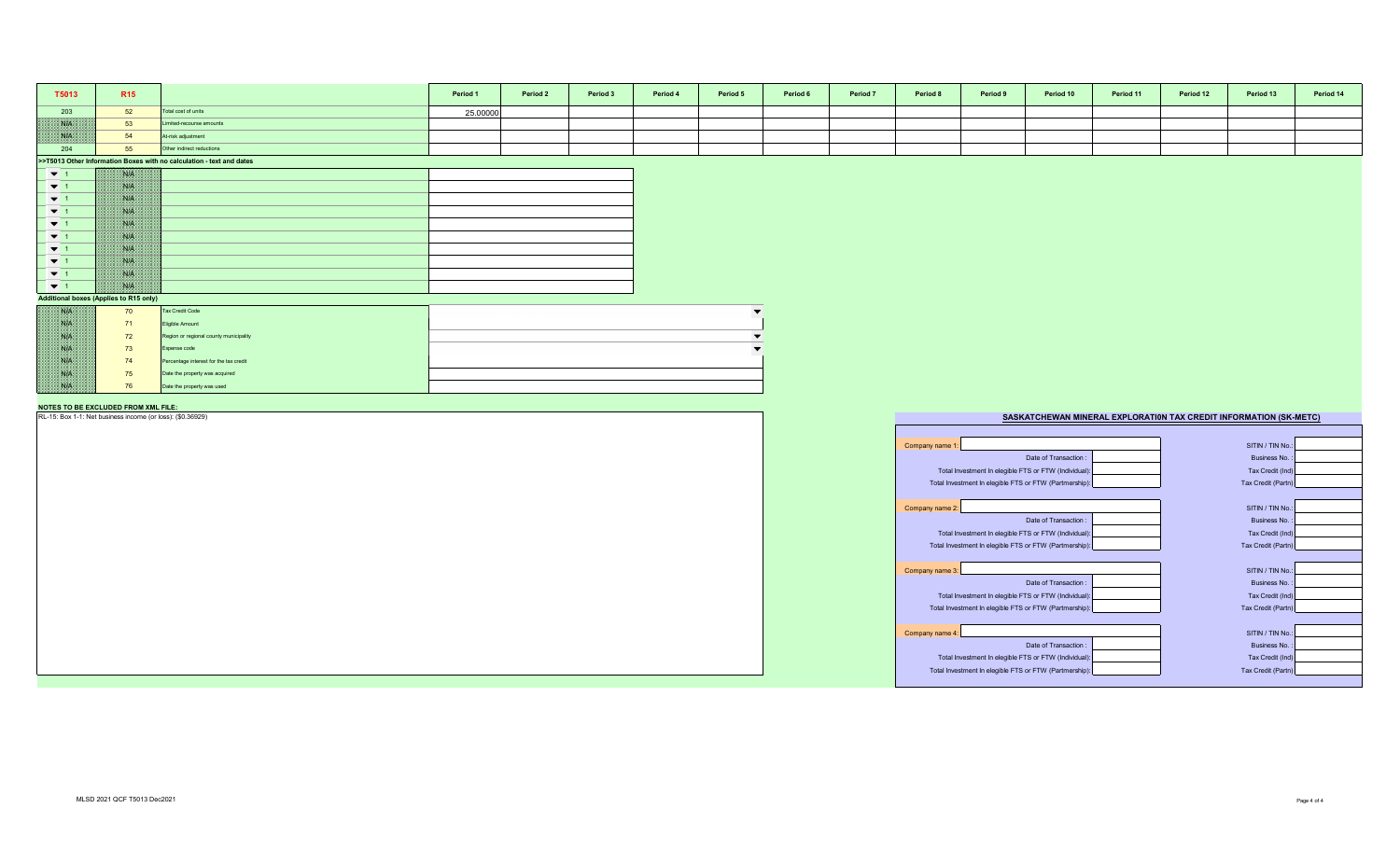| T5013 | R15 | | Period 1 | Period 2 | Period 3 | Period 4 | Period 5 | Period 6 | Period 7 | Period 8 | Period 9 | Period 10 | Period 11 | Period 12 | Period 13 | Period 14 |
|---|---|---|---|---|---|---|---|---|---|---|---|---|---|---|---|---|
| 203 | 52 | Total cost of units | 25.00000 | | | | | | | | | | | | | |
| N/A | 53 | Limited-recourse amounts | | | | | | | | | | | | | | |
| N/A | 54 | At-risk adjustment | | | | | | | | | | | | | | |
| 204 | 55 | Other indirect reductions | | | | | | | | | | | | | | |

>>T5013 Other Information Boxes with no calculation - text and dates

| | | | |
|---|---|---|---|
| 1 | N/A | | |
| 1 | N/A | | |
| 1 | N/A | | |
| 1 | N/A | | |
| 1 | N/A | | |
| 1 | N/A | | |
| 1 | N/A | | |
| 1 | N/A | | |
| 1 | N/A | | |
| 1 | N/A | | |

**Additional boxes (Applies to R15 only)**

| | | | |
|---|---|---|---|
| N/A | 70 | Tax Credit Code | |
| N/A | 71 | Eligible Amount | |
| N/A | 72 | Region or regional county municipality | |
| N/A | 73 | Expense code | |
| N/A | 74 | Percentage interest for the tax credit | |
| N/A | 75 | Date the property was acquired | |
| N/A | 76 | Date the property was used | |

**NOTES TO BE EXCLUDED FROM XML FILE:**

RL-15: Box 1-1: Net business income (or loss): ($0.36929)

## SASKATCHEWAN MINERAL EXPLORATION TAX CREDIT INFORMATION (SK-METC)

Company name 1: | SITIN / TIN No.:
Date of Transaction : | Business No. :
Total Investment In elegible FTS or FTW (Individual): | Tax Credit (Ind)
Total Investment In elegible FTS or FTW (Partnership): | Tax Credit (Partn)

Company name 2: | SITIN / TIN No.:
Date of Transaction : | Business No. :
Total Investment In elegible FTS or FTW (Individual): | Tax Credit (Ind)
Total Investment In elegible FTS or FTW (Partnership): | Tax Credit (Partn)

Company name 3: | SITIN / TIN No.:
Date of Transaction : | Business No. :
Total Investment In elegible FTS or FTW (Individual): | Tax Credit (Ind)
Total Investment In elegible FTS or FTW (Partnership): | Tax Credit (Partn)

Company name 4: | SITIN / TIN No.:
Date of Transaction : | Business No. :
Total Investment In elegible FTS or FTW (Individual): | Tax Credit (Ind)
Total Investment In elegible FTS or FTW (Partnership): | Tax Credit (Partn)

MLSD 2021 QCF T5013 Dec2021